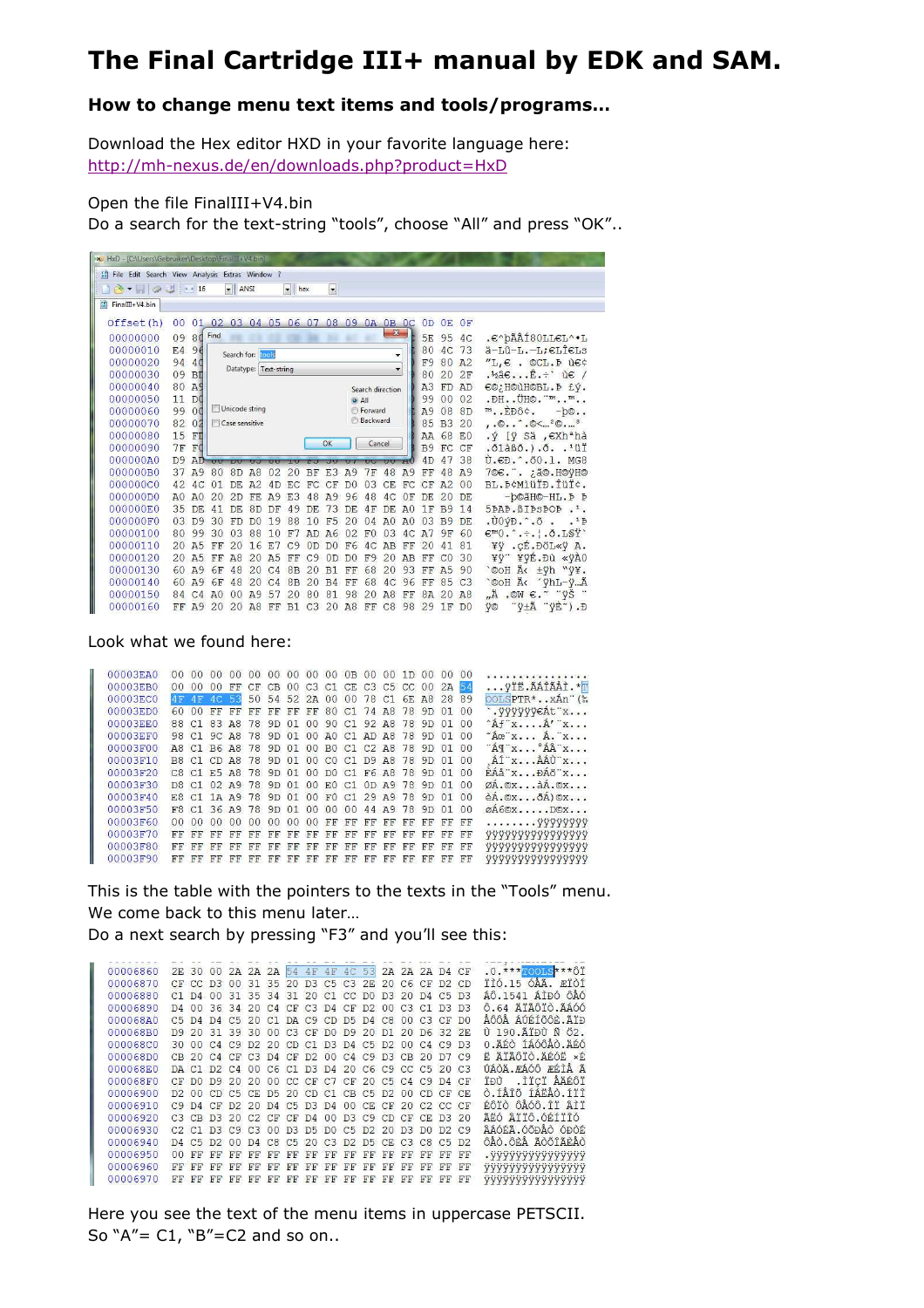# The Final Cartridge III+ manual by EDK and SAM.

### How to change menu text items and tools/programs…

Download the Hex editor HXD in your favorite language here:
http://mh-nexus.de/en/downloads.php?product=HxD

Open the file FinalIII+V4.bin
Do a search for the text-string "tools", choose "All" and press "OK"..

Look what we found here:

This is the table with the pointers to the texts in the "Tools" menu.
We come back to this menu later…
Do a next search by pressing "F3" and you'll see this:

Here you see the text of the menu items in uppercase PETSCII.
So "A"= C1, "B"=C2 and so on..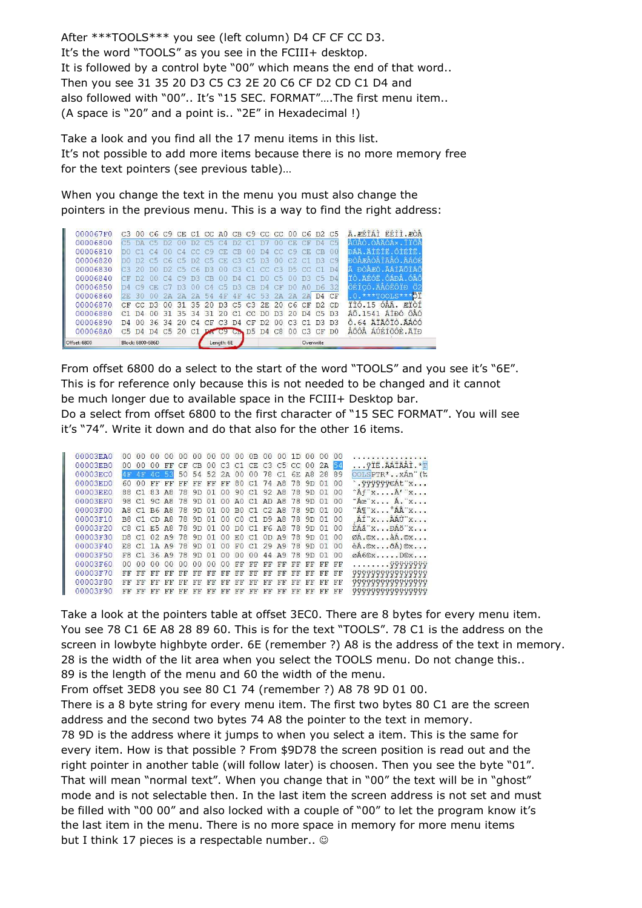After ***TOOLS*** you see (left column) D4 CF CF CC D3.
It's the word "TOOLS" as you see in the FCIII+ desktop.
It is followed by a control byte "00" which means the end of that word..
Then you see 31 35 20 D3 C5 C3 2E 20 C6 CF D2 CD C1 D4 and
also followed with "00".. It's "15 SEC. FORMAT"….The first menu item..
(A space is "20" and a point is.. "2E" in Hexadecimal !)

Take a look and you find all the 17 menu items in this list.
It's not possible to add more items because there is no more memory free
for the text pointers (see previous table)…

When you change the text in the menu you must also change the
pointers in the previous menu. This is a way to find the right address:

```
000067F0  C3 00 C6 C9 CE C1 CC A0 CB C9 CC CC 00 C6 D2 C5
00006800  C5 DA C5 D2 00 D2 C5 C4 D2 C1 D7 00 CE CF D4 C5
00006810  D0 C1 C4 00 C4 CC C9 CE CB 00 D4 CC C9 CE CB 00
00006820  D0 D2 C5 C6 C5 D2 C5 CE C3 C5 D3 00 C2 C1 D3 C9
00006830  C3 20 D0 D2 C5 C6 D3 00 C3 C1 CC C3 D5 CC C1 D4
00006840  CF D2 00 C4 C9 D3 CB 00 D4 C1 D0 C5 00 D3 C5 D4
00006850  D4 C9 CE C7 D3 00 C4 C5 D3 CB D4 CF D0 A0 D6 32
00006860  2E 30 00 2A 2A 2A 54 4F 4F 4C 53 2A 2A 2A D4 CF
00006870  CF CC D3 00 31 35 20 D3 C5 C3 2E 20 C6 CF D2 CD
00006880  C1 D4 00 31 35 34 31 20 C1 CC D0 D3 20 D4 C5 D3
00006890  D4 00 36 34 20 C4 CE C3 D4 CF D2 00 C3 C1 D3 D3
000068A0  C5 D4 D4 C5 20 C1 DA C9 CE D5 D4 C8 00 C3 CF D0
Offset: 6800    Block: 6800-686D    Length: 6E    Overwrite
```

From offset 6800 do a select to the start of the word "TOOLS" and you see it's "6E".
This is for reference only because this is not needed to be changed and it cannot
be much longer due to available space in the FCIII+ Desktop bar.
Do a select from offset 6800 to the first character of "15 SEC FORMAT". You will see
it's "74". Write it down and do that also for the other 16 items.

```
00003EA0  00 00 00 00 00 00 00 00 00 00 0B 00 00 1D 00 00 00
00003EB0  00 00 00 FF CF CB 00 C3 C1 CE C3 C5 CC 00 2A 54
00003EC0  4F 4F 4C 53 50 54 52 2A 00 00 78 C1 6E A8 28 89
00003ED0  60 00 FF FF FF FF FF FF 80 C1 74 A8 78 9D 01 00
00003EE0  88 C1 83 A8 78 9D 01 00 90 C1 92 A8 78 9D 01 00
00003EF0  98 C1 9C A8 78 9D 01 00 A0 C1 AD A8 78 9D 01 00
00003F00  A8 C1 B6 A8 78 9D 01 00 B0 C1 C2 A8 78 9D 01 00
00003F10  B8 C1 CD A8 78 9D 01 00 C0 C1 D9 A8 78 9D 01 00
00003F20  C8 C1 E5 A8 78 9D 01 00 D0 C1 F6 A8 78 9D 01 00
00003F30  D8 C1 02 A9 78 9D 01 00 E0 C1 0D A9 78 9D 01 00
00003F40  E8 C1 1A A9 78 9D 01 00 F0 C1 29 A9 78 9D 01 00
00003F50  F8 C1 36 A9 78 9D 01 00 00 00 44 A9 78 9D 01 00
00003F60  00 00 00 00 00 00 00 00 FF FF FF FF FF FF FF FF
00003F70  FF FF FF FF FF FF FF FF FF FF FF FF FF FF FF FF
00003F80  FF FF FF FF FF FF FF FF FF FF FF FF FF FF FF FF
00003F90  FF FF FF FF FF FF FF FF FF FF FF FF FF FF FF FF
```

Take a look at the pointers table at offset 3EC0. There are 8 bytes for every menu item.
You see 78 C1 6E A8 28 89 60. This is for the text "TOOLS". 78 C1 is the address on the
screen in lowbyte highbyte order. 6E (remember ?) A8 is the address of the text in memory.
28 is the width of the lit area when you select the TOOLS menu. Do not change this..
89 is the length of the menu and 60 the width of the menu.
From offset 3ED8 you see 80 C1 74 (remember ?) A8 78 9D 01 00.
There is a 8 byte string for every menu item. The first two bytes 80 C1 are the screen
address and the second two bytes 74 A8 the pointer to the text in memory.
78 9D is the address where it jumps to when you select a item. This is the same for
every item. How is that possible ? From $9D78 the screen position is read out and the
right pointer in another table (will follow later) is choosen. Then you see the byte "01".
That will mean "normal text". When you change that in "00" the text will be in "ghost"
mode and is not selectable then. In the last item the screen address is not set and must
be filled with "00 00" and also locked with a couple of "00" to let the program know it's
the last item in the menu. There is no more space in memory for more menu items
but I think 17 pieces is a respectable number.. ☺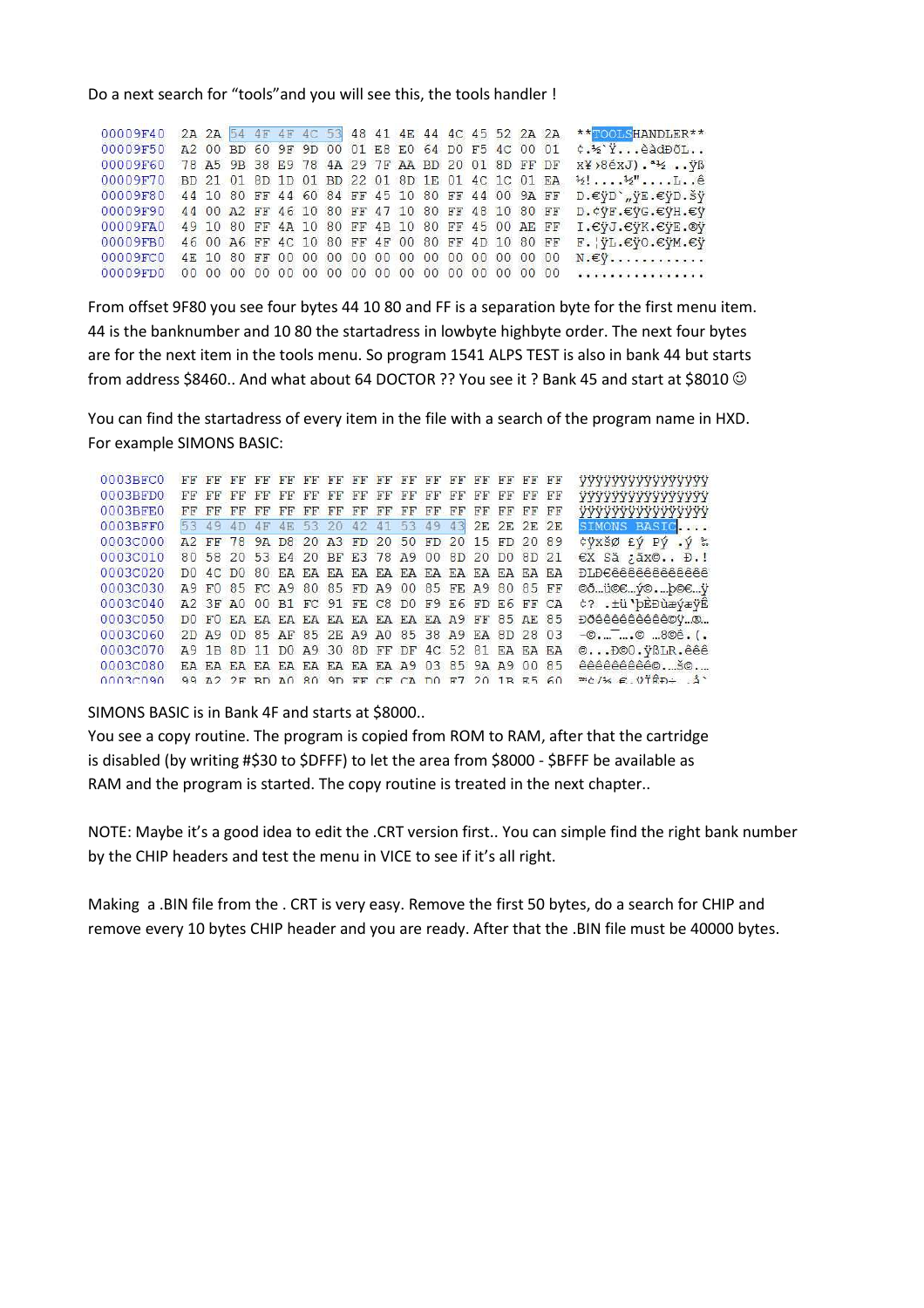Do a next search for “tools”and you will see this, the tools handler !

```
00009F40  2A 2A 54 4F 4F 4C 53 48 41 4E 44 4C 45 52 2A 2A  **TOOLSHANDLER**
00009F50  A2 00 BD 60 9F 9D 00 01 E8 E0 64 D0 F5 4C 00 01  ¢.½`Ÿ...èàdÐõL..
00009F60  78 A5 9B 38 E9 78 4A 29 7F AA BD 20 01 8D FF DF  x¥›8éxJ).ª½ ..ÿß
00009F70  BD 21 01 8D 1D 01 BD 22 01 8D 1E 01 4C 1C 01 EA  ½!....½"....L..ê
00009F80  44 10 80 FF 44 60 84 FF 45 10 80 FF 44 00 9A FF  D.€ÿD`„ÿE.€ÿD.šÿ
00009F90  44 00 A2 FF 46 10 80 FF 47 10 80 FF 48 10 80 FF  D.¢ÿF.€ÿG.€ÿH.€ÿ
00009FA0  49 10 80 FF 4A 10 80 FF 4B 10 80 FF 45 00 AE FF  I.€ÿJ.€ÿK.€ÿE.®ÿ
00009FB0  46 00 A6 FF 4C 10 80 FF 4F 00 80 FF 4D 10 80 FF  F.¦ÿL.€ÿO.€ÿM.€ÿ
00009FC0  4E 10 80 FF 00 00 00 00 00 00 00 00 00 00 00 00  N.€ÿ............
00009FD0  00 00 00 00 00 00 00 00 00 00 00 00 00 00 00 00  ................
```

From offset 9F80 you see four bytes 44 10 80 and FF is a separation byte for the first menu item. 44 is the banknumber and 10 80 the startadress in lowbyte highbyte order. The next four bytes are for the next item in the tools menu. So program 1541 ALPS TEST is also in bank 44 but starts from address $8460.. And what about 64 DOCTOR ?? You see it ? Bank 45 and start at $8010 ☺

You can find the startadress of every item in the file with a search of the program name in HXD. For example SIMONS BASIC:

```
0003BFC0  FF FF FF FF FF FF FF FF FF FF FF FF FF FF FF FF  ÿÿÿÿÿÿÿÿÿÿÿÿÿÿÿÿ
0003BFD0  FF FF FF FF FF FF FF FF FF FF FF FF FF FF FF FF  ÿÿÿÿÿÿÿÿÿÿÿÿÿÿÿÿ
0003BFE0  FF FF FF FF FF FF FF FF FF FF FF FF FF FF FF FF  ÿÿÿÿÿÿÿÿÿÿÿÿÿÿÿÿ
0003BFF0  53 49 4D 4F 4E 53 20 42 41 53 49 43 2E 2E 2E 2E  SIMONS BASIC....
0003C000  A2 FF 78 9A D8 20 A3 FD 20 50 FD 20 15 FD 20 89  ¢ÿxšØ £ý Pý .ý ‰
0003C010  80 58 20 53 E4 20 BF E3 78 A9 00 8D 20 D0 8D 21  €X Sä ¿ãx©.. Ð.!
0003C020  D0 4C D0 80 EA EA EA EA EA EA EA EA EA EA EA EA  ÐLÐ€êêêêêêêêêêêê
0003C030  A9 F0 85 FC A9 80 85 FD A9 00 85 FE A9 80 85 FF  ©ð…ü©€…ý©.…þ©€…ÿ
0003C040  A2 3F A0 00 B1 FC 91 FE C8 D0 F9 E6 FD E6 FF CA  ¢? .±ü'þÈÐùæýæÿÊ
0003C050  D0 F0 EA EA EA EA EA EA EA EA EA A9 FF 85 AE 85  Ððêêêêêêêêê©ÿ…®…
0003C060  2D A9 0D 85 AF 85 2E A9 A0 85 38 A9 EA 8D 28 03  -©.…¯….© …8©ê.(.
0003C070  A9 1B 8D 11 D0 A9 30 8D FF DF 4C 52 81 EA EA EA  ©...Ð©0.ÿßLR.êêê
0003C080  EA EA EA EA EA EA EA EA EA A9 03 85 9A A9 00 85  êêêêêêêêê©.…š©.…
0003C090  99 A2 2F BD A0 80 9D FF CF CA D0 F7 20 1B E5 60  ™¢/½ €.ÿÏÊÐ÷ .å`
```

SIMONS BASIC is in Bank 4F and starts at $8000..

You see a copy routine. The program is copied from ROM to RAM, after that the cartridge is disabled (by writing #$30 to $DFFF) to let the area from $8000 - $BFFF be available as RAM and the program is started. The copy routine is treated in the next chapter..

NOTE: Maybe it's a good idea to edit the .CRT version first.. You can simple find the right bank number by the CHIP headers and test the menu in VICE to see if it's all right.

Making a .BIN file from the . CRT is very easy. Remove the first 50 bytes, do a search for CHIP and remove every 10 bytes CHIP header and you are ready. After that the .BIN file must be 40000 bytes.